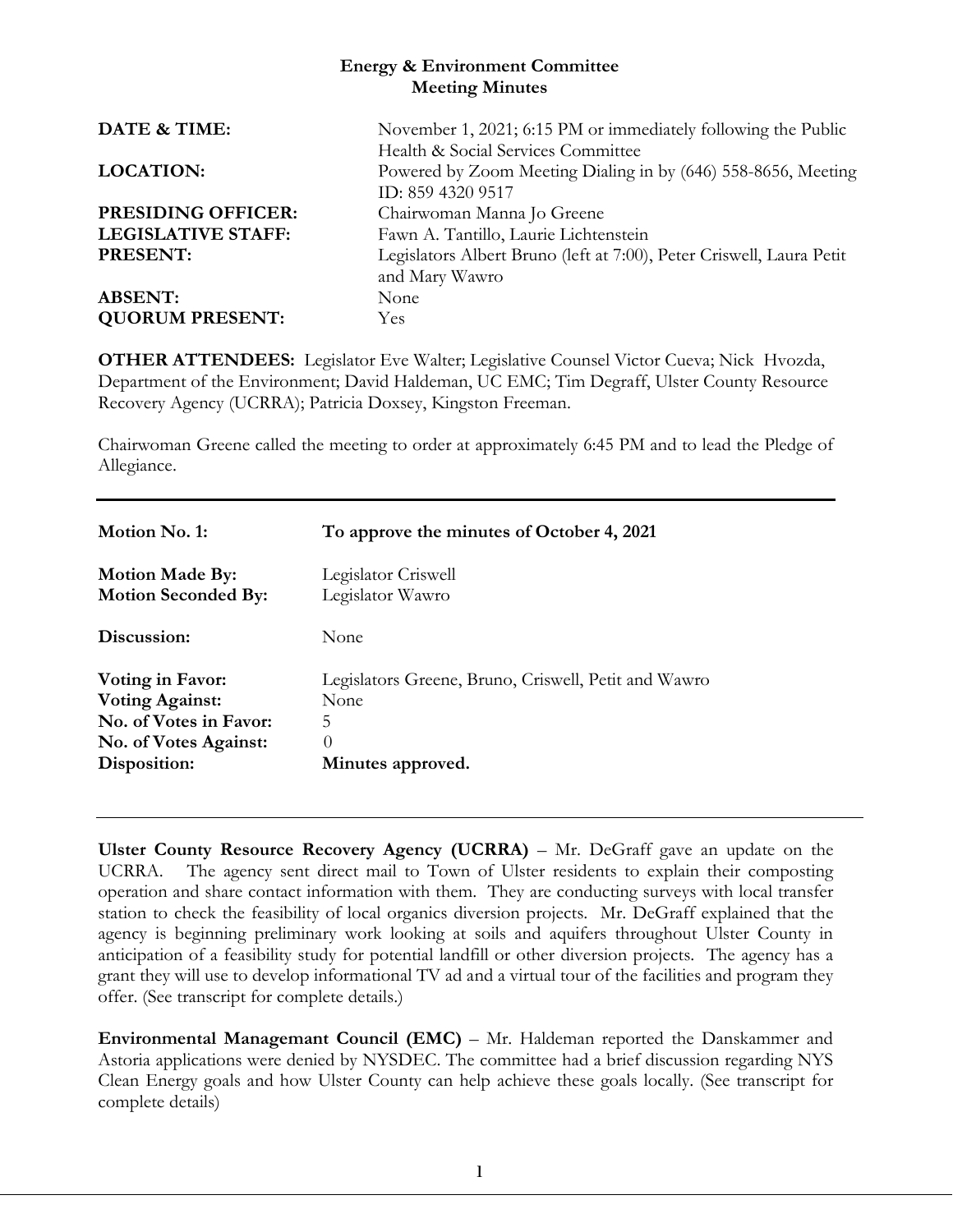# Energy & Environment Committee
## Meeting Minutes

| | |
|---|---|
| **DATE & TIME:** | November 1, 2021; 6:15 PM or immediately following the Public Health & Social Services Committee |
| **LOCATION:** | Powered by Zoom Meeting Dialing in by (646) 558-8656, Meeting ID: 859 4320 9517 |
| **PRESIDING OFFICER:** | Chairwoman Manna Jo Greene |
| **LEGISLATIVE STAFF:** | Fawn A. Tantillo, Laurie Lichtenstein |
| **PRESENT:** | Legislators Albert Bruno (left at 7:00), Peter Criswell, Laura Petit and Mary Wawro |
| **ABSENT:** | None |
| **QUORUM PRESENT:** | Yes |

**OTHER ATTENDEES:** Legislator Eve Walter; Legislative Counsel Victor Cueva; Nick Hvozda, Department of the Environment; David Haldeman, UC EMC; Tim Degraff, Ulster County Resource Recovery Agency (UCRRA); Patricia Doxsey, Kingston Freeman.

Chairwoman Greene called the meeting to order at approximately 6:45 PM and to lead the Pledge of Allegiance.

---

| | |
|---|---|
| **Motion No. 1:** | **To approve the minutes of October 4, 2021** |
| **Motion Made By:** | Legislator Criswell |
| **Motion Seconded By:** | Legislator Wawro |
| **Discussion:** | None |
| **Voting in Favor:** | Legislators Greene, Bruno, Criswell, Petit and Wawro |
| **Voting Against:** | None |
| **No. of Votes in Favor:** | 5 |
| **No. of Votes Against:** | 0 |
| **Disposition:** | **Minutes approved.** |

---

**Ulster County Resource Recovery Agency (UCRRA)** – Mr. DeGraff gave an update on the UCRRA. The agency sent direct mail to Town of Ulster residents to explain their composting operation and share contact information with them. They are conducting surveys with local transfer station to check the feasibility of local organics diversion projects. Mr. DeGraff explained that the agency is beginning preliminary work looking at soils and aquifers throughout Ulster County in anticipation of a feasibility study for potential landfill or other diversion projects. The agency has a grant they will use to develop informational TV ad and a virtual tour of the facilities and program they offer. (See transcript for complete details.)

**Environmental Managemant Council (EMC)** – Mr. Haldeman reported the Danskammer and Astoria applications were denied by NYSDEC. The committee had a brief discussion regarding NYS Clean Energy goals and how Ulster County can help achieve these goals locally. (See transcript for complete details)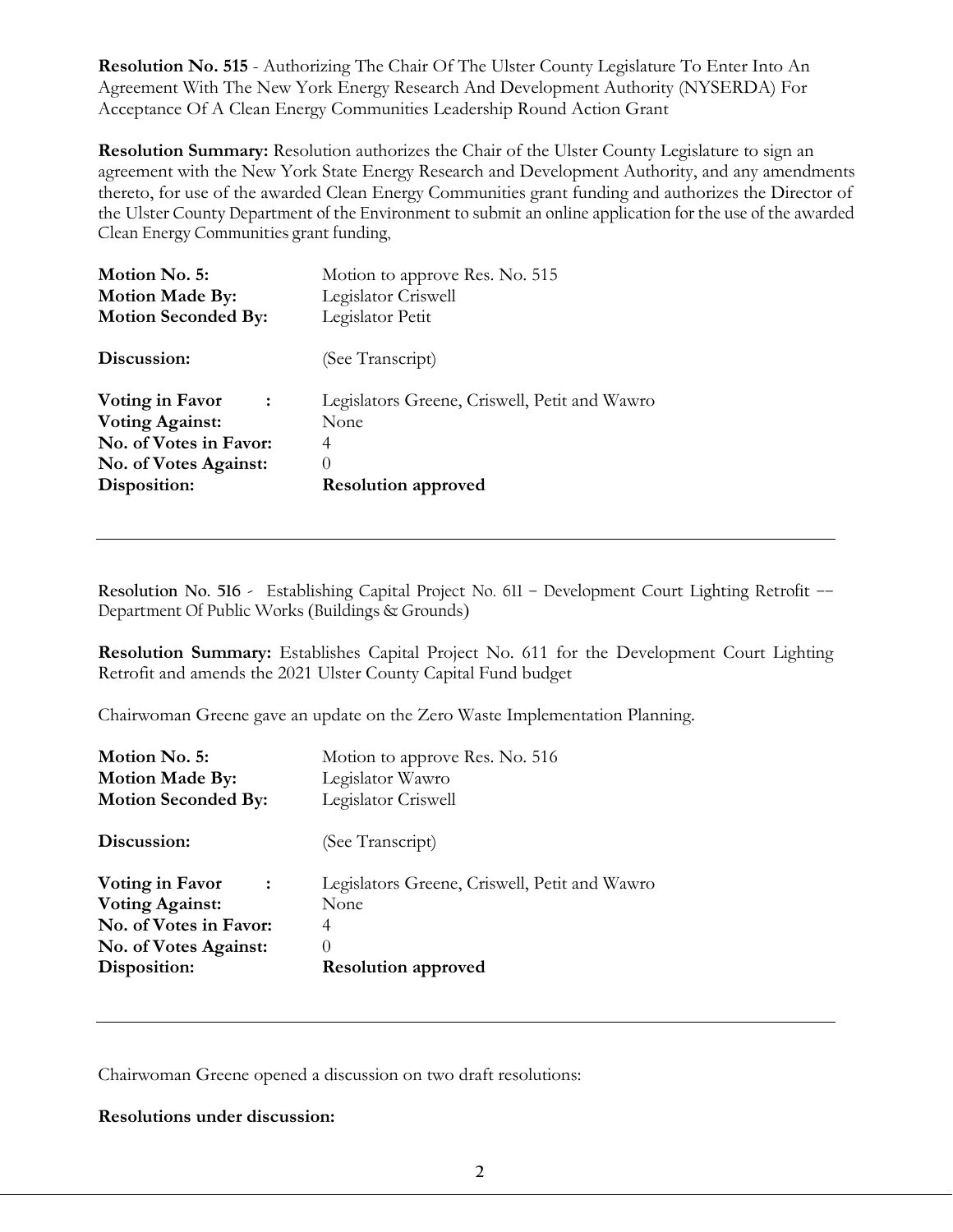**Resolution No. 515** - Authorizing The Chair Of The Ulster County Legislature To Enter Into An Agreement With The New York Energy Research And Development Authority (NYSERDA) For Acceptance Of A Clean Energy Communities Leadership Round Action Grant

**Resolution Summary:** Resolution authorizes the Chair of the Ulster County Legislature to sign an agreement with the New York State Energy Research and Development Authority, and any amendments thereto, for use of the awarded Clean Energy Communities grant funding and authorizes the Director of the Ulster County Department of the Environment to submit an online application for the use of the awarded Clean Energy Communities grant funding,

| | |
|---|---|
| **Motion No. 5:** | Motion to approve Res. No. 515 |
| **Motion Made By:** | Legislator Criswell |
| **Motion Seconded By:** | Legislator Petit |
| **Discussion:** | (See Transcript) |
| **Voting in Favor :** | Legislators Greene, Criswell, Petit and Wawro |
| **Voting Against:** | None |
| **No. of Votes in Favor:** | 4 |
| **No. of Votes Against:** | 0 |
| **Disposition:** | **Resolution approved** |

---

Resolution No. 516 - Establishing Capital Project No. 611 – Development Court Lighting Retrofit –– Department Of Public Works (Buildings & Grounds)

**Resolution Summary:** Establishes Capital Project No. 611 for the Development Court Lighting Retrofit and amends the 2021 Ulster County Capital Fund budget

Chairwoman Greene gave an update on the Zero Waste Implementation Planning.

| | |
|---|---|
| **Motion No. 5:** | Motion to approve Res. No. 516 |
| **Motion Made By:** | Legislator Wawro |
| **Motion Seconded By:** | Legislator Criswell |
| **Discussion:** | (See Transcript) |
| **Voting in Favor :** | Legislators Greene, Criswell, Petit and Wawro |
| **Voting Against:** | None |
| **No. of Votes in Favor:** | 4 |
| **No. of Votes Against:** | 0 |
| **Disposition:** | **Resolution approved** |

---

Chairwoman Greene opened a discussion on two draft resolutions:

**Resolutions under discussion:**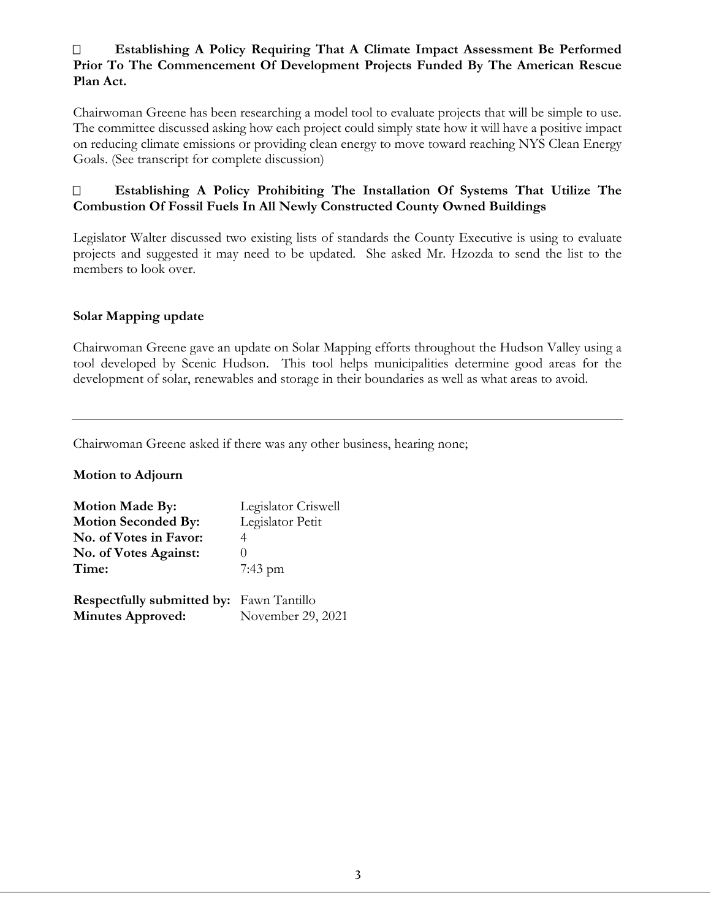- **Establishing A Policy Requiring That A Climate Impact Assessment Be Performed Prior To The Commencement Of Development Projects Funded By The American Rescue Plan Act.**

Chairwoman Greene has been researching a model tool to evaluate projects that will be simple to use. The committee discussed asking how each project could simply state how it will have a positive impact on reducing climate emissions or providing clean energy to move toward reaching NYS Clean Energy Goals. (See transcript for complete discussion)

- **Establishing A Policy Prohibiting The Installation Of Systems That Utilize The Combustion Of Fossil Fuels In All Newly Constructed County Owned Buildings**

Legislator Walter discussed two existing lists of standards the County Executive is using to evaluate projects and suggested it may need to be updated. She asked Mr. Hzozda to send the list to the members to look over.

**Solar Mapping update**

Chairwoman Greene gave an update on Solar Mapping efforts throughout the Hudson Valley using a tool developed by Scenic Hudson. This tool helps municipalities determine good areas for the development of solar, renewables and storage in their boundaries as well as what areas to avoid.

---

Chairwoman Greene asked if there was any other business, hearing none;

**Motion to Adjourn**

**Motion Made By:** Legislator Criswell
**Motion Seconded By:** Legislator Petit
**No. of Votes in Favor:** 4
**No. of Votes Against:** 0
**Time:** 7:43 pm

**Respectfully submitted by:** Fawn Tantillo
**Minutes Approved:** November 29, 2021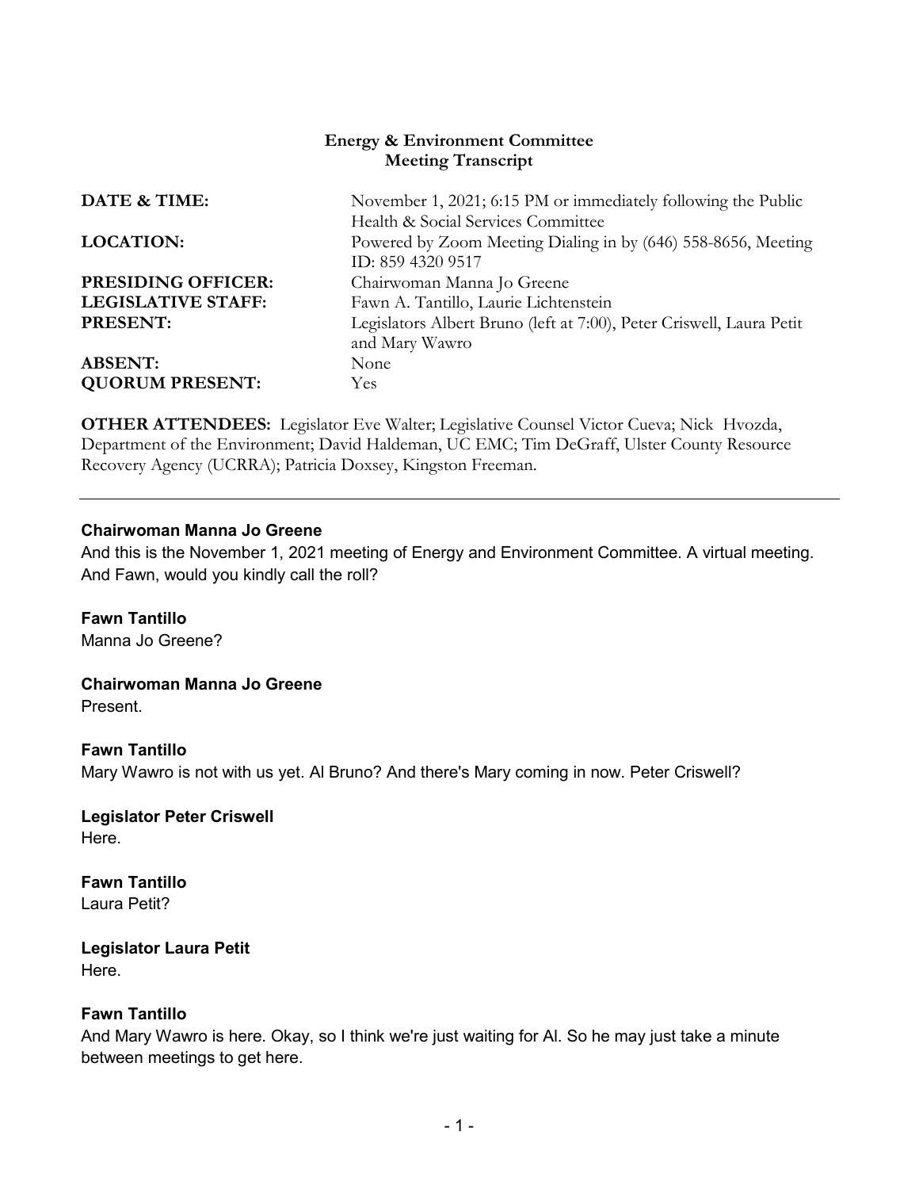**Energy & Environment Committee**
**Meeting Transcript**

| | |
|---|---|
| **DATE & TIME:** | November 1, 2021; 6:15 PM or immediately following the Public Health & Social Services Committee |
| **LOCATION:** | Powered by Zoom Meeting Dialing in by (646) 558-8656, Meeting ID: 859 4320 9517 |
| **PRESIDING OFFICER:** | Chairwoman Manna Jo Greene |
| **LEGISLATIVE STAFF:** | Fawn A. Tantillo, Laurie Lichtenstein |
| **PRESENT:** | Legislators Albert Bruno (left at 7:00), Peter Criswell, Laura Petit and Mary Wawro |
| **ABSENT:** | None |
| **QUORUM PRESENT:** | Yes |

**OTHER ATTENDEES:** Legislator Eve Walter; Legislative Counsel Victor Cueva; Nick Hvozda, Department of the Environment; David Haldeman, UC EMC; Tim DeGraff, Ulster County Resource Recovery Agency (UCRRA); Patricia Doxsey, Kingston Freeman.

---

**Chairwoman Manna Jo Greene**
And this is the November 1, 2021 meeting of Energy and Environment Committee. A virtual meeting. And Fawn, would you kindly call the roll?

**Fawn Tantillo**
Manna Jo Greene?

**Chairwoman Manna Jo Greene**
Present.

**Fawn Tantillo**
Mary Wawro is not with us yet. Al Bruno? And there's Mary coming in now. Peter Criswell?

**Legislator Peter Criswell**
Here.

**Fawn Tantillo**
Laura Petit?

**Legislator Laura Petit**
Here.

**Fawn Tantillo**
And Mary Wawro is here. Okay, so I think we're just waiting for Al. So he may just take a minute between meetings to get here.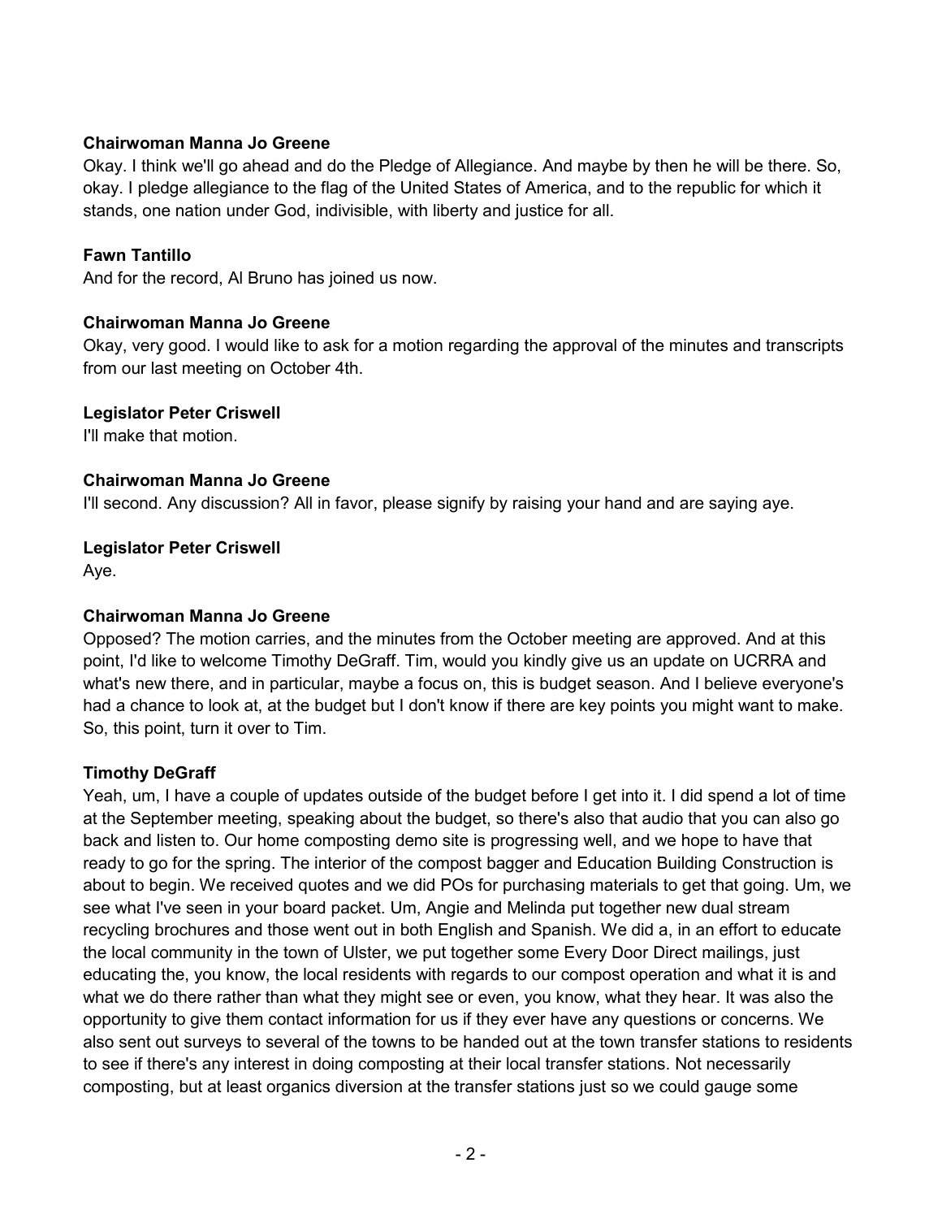**Chairwoman Manna Jo Greene**

Okay. I think we'll go ahead and do the Pledge of Allegiance. And maybe by then he will be there. So, okay. I pledge allegiance to the flag of the United States of America, and to the republic for which it stands, one nation under God, indivisible, with liberty and justice for all.

**Fawn Tantillo**

And for the record, Al Bruno has joined us now.

**Chairwoman Manna Jo Greene**

Okay, very good. I would like to ask for a motion regarding the approval of the minutes and transcripts from our last meeting on October 4th.

**Legislator Peter Criswell**

I'll make that motion.

**Chairwoman Manna Jo Greene**

I'll second. Any discussion? All in favor, please signify by raising your hand and are saying aye.

**Legislator Peter Criswell**

Aye.

**Chairwoman Manna Jo Greene**

Opposed? The motion carries, and the minutes from the October meeting are approved. And at this point, I'd like to welcome Timothy DeGraff. Tim, would you kindly give us an update on UCRRA and what's new there, and in particular, maybe a focus on, this is budget season. And I believe everyone's had a chance to look at, at the budget but I don't know if there are key points you might want to make. So, this point, turn it over to Tim.

**Timothy DeGraff**

Yeah, um, I have a couple of updates outside of the budget before I get into it. I did spend a lot of time at the September meeting, speaking about the budget, so there's also that audio that you can also go back and listen to. Our home composting demo site is progressing well, and we hope to have that ready to go for the spring. The interior of the compost bagger and Education Building Construction is about to begin. We received quotes and we did POs for purchasing materials to get that going. Um, we see what I've seen in your board packet. Um, Angie and Melinda put together new dual stream recycling brochures and those went out in both English and Spanish. We did a, in an effort to educate the local community in the town of Ulster, we put together some Every Door Direct mailings, just educating the, you know, the local residents with regards to our compost operation and what it is and what we do there rather than what they might see or even, you know, what they hear. It was also the opportunity to give them contact information for us if they ever have any questions or concerns. We also sent out surveys to several of the towns to be handed out at the town transfer stations to residents to see if there's any interest in doing composting at their local transfer stations. Not necessarily composting, but at least organics diversion at the transfer stations just so we could gauge some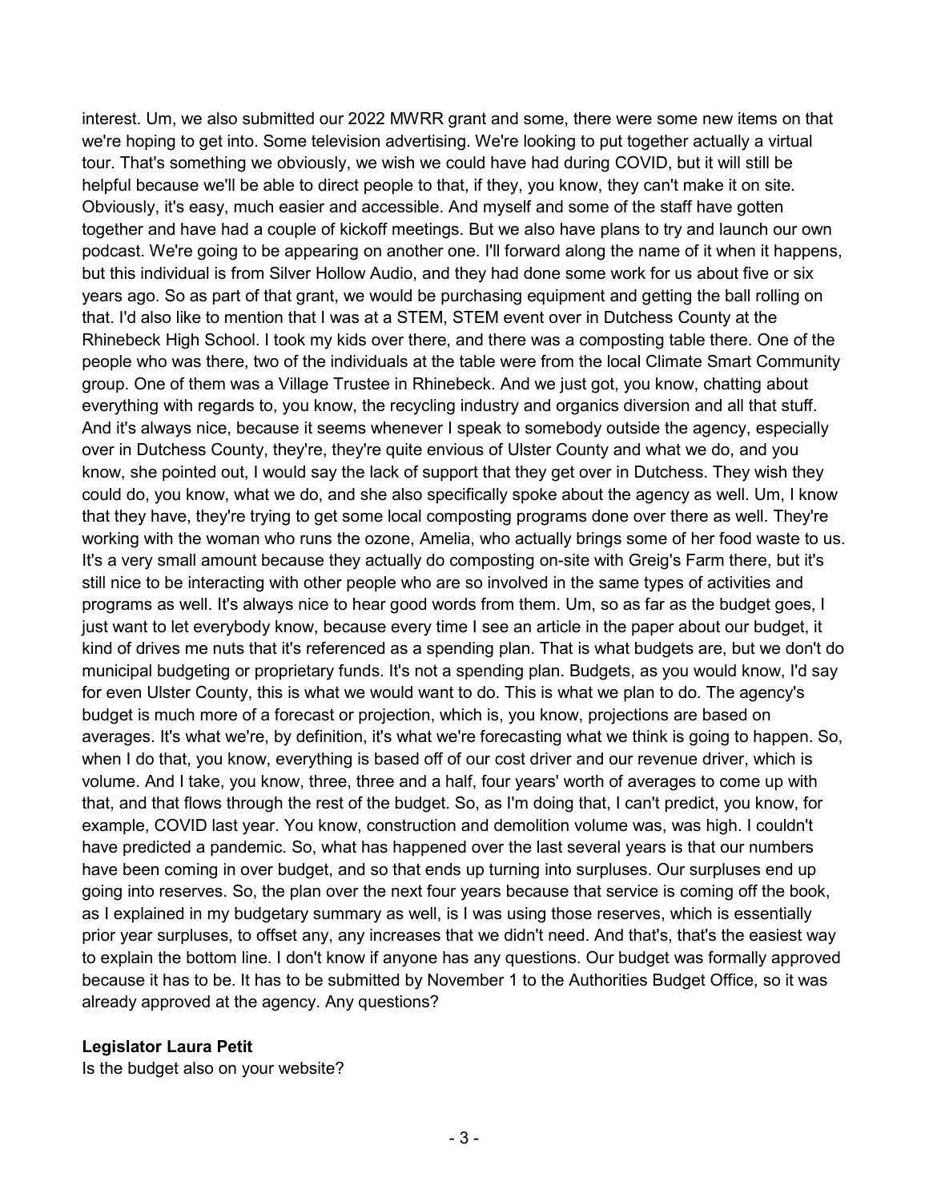interest. Um, we also submitted our 2022 MWRR grant and some, there were some new items on that we're hoping to get into. Some television advertising. We're looking to put together actually a virtual tour. That's something we obviously, we wish we could have had during COVID, but it will still be helpful because we'll be able to direct people to that, if they, you know, they can't make it on site. Obviously, it's easy, much easier and accessible. And myself and some of the staff have gotten together and have had a couple of kickoff meetings. But we also have plans to try and launch our own podcast. We're going to be appearing on another one. I'll forward along the name of it when it happens, but this individual is from Silver Hollow Audio, and they had done some work for us about five or six years ago. So as part of that grant, we would be purchasing equipment and getting the ball rolling on that. I'd also like to mention that I was at a STEM, STEM event over in Dutchess County at the Rhinebeck High School. I took my kids over there, and there was a composting table there. One of the people who was there, two of the individuals at the table were from the local Climate Smart Community group. One of them was a Village Trustee in Rhinebeck. And we just got, you know, chatting about everything with regards to, you know, the recycling industry and organics diversion and all that stuff. And it's always nice, because it seems whenever I speak to somebody outside the agency, especially over in Dutchess County, they're, they're quite envious of Ulster County and what we do, and you know, she pointed out, I would say the lack of support that they get over in Dutchess. They wish they could do, you know, what we do, and she also specifically spoke about the agency as well. Um, I know that they have, they're trying to get some local composting programs done over there as well. They're working with the woman who runs the ozone, Amelia, who actually brings some of her food waste to us. It's a very small amount because they actually do composting on-site with Greig's Farm there, but it's still nice to be interacting with other people who are so involved in the same types of activities and programs as well. It's always nice to hear good words from them. Um, so as far as the budget goes, I just want to let everybody know, because every time I see an article in the paper about our budget, it kind of drives me nuts that it's referenced as a spending plan. That is what budgets are, but we don't do municipal budgeting or proprietary funds. It's not a spending plan. Budgets, as you would know, I'd say for even Ulster County, this is what we would want to do. This is what we plan to do. The agency's budget is much more of a forecast or projection, which is, you know, projections are based on averages. It's what we're, by definition, it's what we're forecasting what we think is going to happen. So, when I do that, you know, everything is based off of our cost driver and our revenue driver, which is volume. And I take, you know, three, three and a half, four years' worth of averages to come up with that, and that flows through the rest of the budget. So, as I'm doing that, I can't predict, you know, for example, COVID last year. You know, construction and demolition volume was, was high. I couldn't have predicted a pandemic. So, what has happened over the last several years is that our numbers have been coming in over budget, and so that ends up turning into surpluses. Our surpluses end up going into reserves. So, the plan over the next four years because that service is coming off the book, as I explained in my budgetary summary as well, is I was using those reserves, which is essentially prior year surpluses, to offset any, any increases that we didn't need. And that's, that's the easiest way to explain the bottom line. I don't know if anyone has any questions. Our budget was formally approved because it has to be. It has to be submitted by November 1 to the Authorities Budget Office, so it was already approved at the agency. Any questions?

**Legislator Laura Petit**
Is the budget also on your website?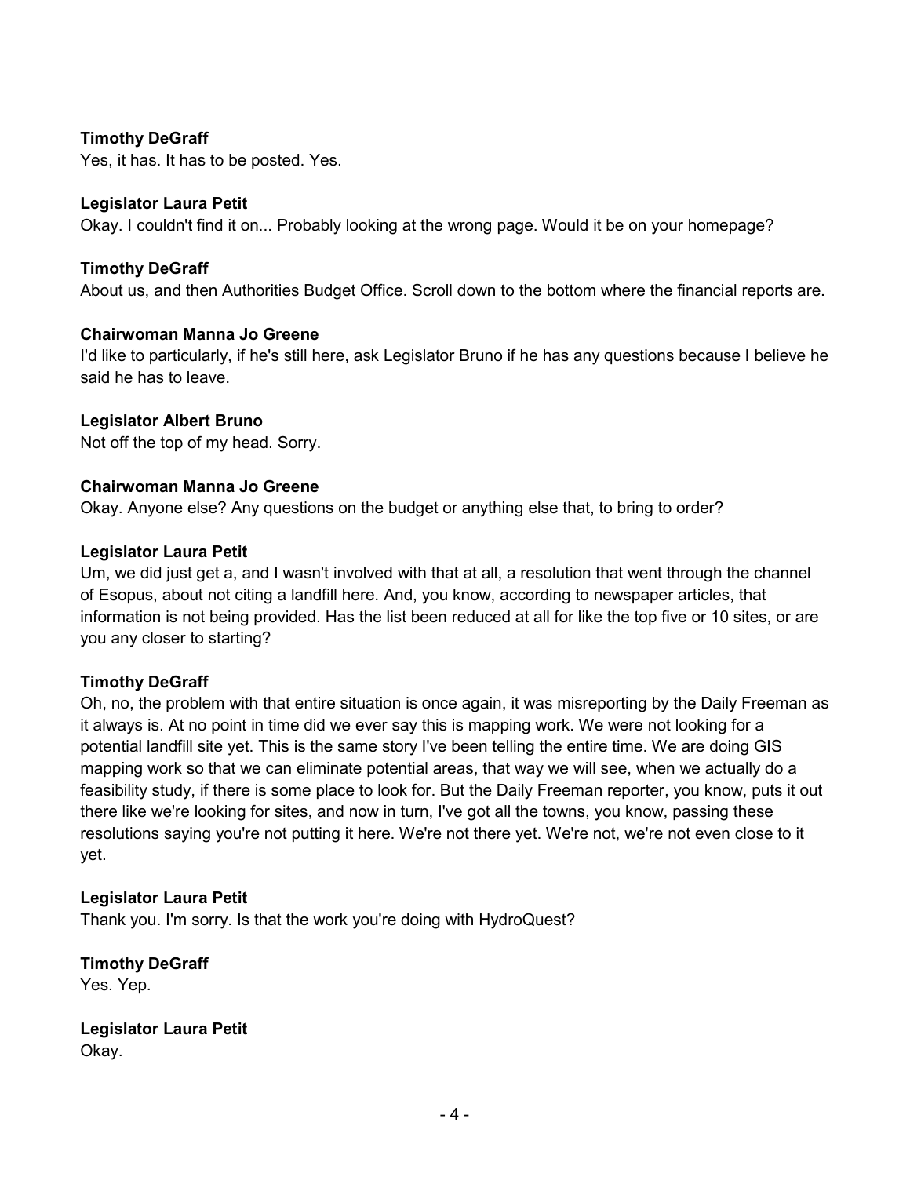**Timothy DeGraff**
Yes, it has. It has to be posted. Yes.

**Legislator Laura Petit**
Okay. I couldn't find it on... Probably looking at the wrong page. Would it be on your homepage?

**Timothy DeGraff**
About us, and then Authorities Budget Office. Scroll down to the bottom where the financial reports are.

**Chairwoman Manna Jo Greene**
I'd like to particularly, if he's still here, ask Legislator Bruno if he has any questions because I believe he said he has to leave.

**Legislator Albert Bruno**
Not off the top of my head. Sorry.

**Chairwoman Manna Jo Greene**
Okay. Anyone else? Any questions on the budget or anything else that, to bring to order?

**Legislator Laura Petit**
Um, we did just get a, and I wasn't involved with that at all, a resolution that went through the channel of Esopus, about not citing a landfill here. And, you know, according to newspaper articles, that information is not being provided. Has the list been reduced at all for like the top five or 10 sites, or are you any closer to starting?

**Timothy DeGraff**
Oh, no, the problem with that entire situation is once again, it was misreporting by the Daily Freeman as it always is. At no point in time did we ever say this is mapping work. We were not looking for a potential landfill site yet. This is the same story I've been telling the entire time. We are doing GIS mapping work so that we can eliminate potential areas, that way we will see, when we actually do a feasibility study, if there is some place to look for. But the Daily Freeman reporter, you know, puts it out there like we're looking for sites, and now in turn, I've got all the towns, you know, passing these resolutions saying you're not putting it here. We're not there yet. We're not, we're not even close to it yet.

**Legislator Laura Petit**
Thank you. I'm sorry. Is that the work you're doing with HydroQuest?

**Timothy DeGraff**
Yes. Yep.

**Legislator Laura Petit**
Okay.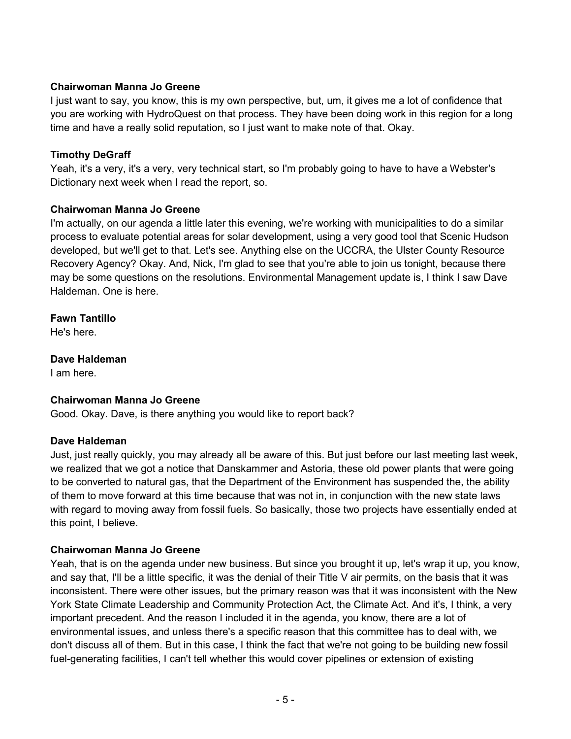**Chairwoman Manna Jo Greene**
I just want to say, you know, this is my own perspective, but, um, it gives me a lot of confidence that you are working with HydroQuest on that process. They have been doing work in this region for a long time and have a really solid reputation, so I just want to make note of that. Okay.

**Timothy DeGraff**
Yeah, it's a very, it's a very, very technical start, so I'm probably going to have to have a Webster's Dictionary next week when I read the report, so.

**Chairwoman Manna Jo Greene**
I'm actually, on our agenda a little later this evening, we're working with municipalities to do a similar process to evaluate potential areas for solar development, using a very good tool that Scenic Hudson developed, but we'll get to that. Let's see. Anything else on the UCCRA, the Ulster County Resource Recovery Agency? Okay. And, Nick, I'm glad to see that you're able to join us tonight, because there may be some questions on the resolutions. Environmental Management update is, I think I saw Dave Haldeman. One is here.

**Fawn Tantillo**
He's here.

**Dave Haldeman**
I am here.

**Chairwoman Manna Jo Greene**
Good. Okay. Dave, is there anything you would like to report back?

**Dave Haldeman**
Just, just really quickly, you may already all be aware of this. But just before our last meeting last week, we realized that we got a notice that Danskammer and Astoria, these old power plants that were going to be converted to natural gas, that the Department of the Environment has suspended the, the ability of them to move forward at this time because that was not in, in conjunction with the new state laws with regard to moving away from fossil fuels. So basically, those two projects have essentially ended at this point, I believe.

**Chairwoman Manna Jo Greene**
Yeah, that is on the agenda under new business. But since you brought it up, let's wrap it up, you know, and say that, I'll be a little specific, it was the denial of their Title V air permits, on the basis that it was inconsistent. There were other issues, but the primary reason was that it was inconsistent with the New York State Climate Leadership and Community Protection Act, the Climate Act. And it's, I think, a very important precedent. And the reason I included it in the agenda, you know, there are a lot of environmental issues, and unless there's a specific reason that this committee has to deal with, we don't discuss all of them. But in this case, I think the fact that we're not going to be building new fossil fuel-generating facilities, I can't tell whether this would cover pipelines or extension of existing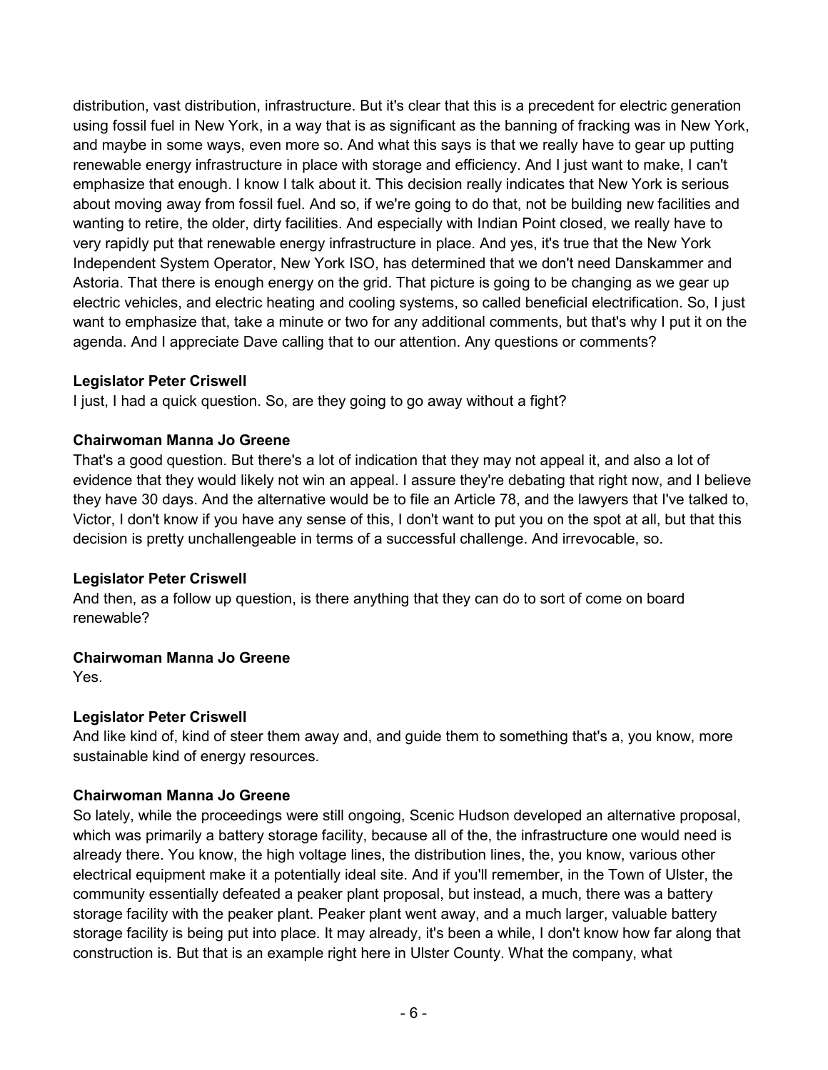distribution, vast distribution, infrastructure. But it's clear that this is a precedent for electric generation using fossil fuel in New York, in a way that is as significant as the banning of fracking was in New York, and maybe in some ways, even more so. And what this says is that we really have to gear up putting renewable energy infrastructure in place with storage and efficiency. And I just want to make, I can't emphasize that enough. I know I talk about it. This decision really indicates that New York is serious about moving away from fossil fuel. And so, if we're going to do that, not be building new facilities and wanting to retire, the older, dirty facilities. And especially with Indian Point closed, we really have to very rapidly put that renewable energy infrastructure in place. And yes, it's true that the New York Independent System Operator, New York ISO, has determined that we don't need Danskammer and Astoria. That there is enough energy on the grid. That picture is going to be changing as we gear up electric vehicles, and electric heating and cooling systems, so called beneficial electrification. So, I just want to emphasize that, take a minute or two for any additional comments, but that's why I put it on the agenda. And I appreciate Dave calling that to our attention. Any questions or comments?

**Legislator Peter Criswell**
I just, I had a quick question. So, are they going to go away without a fight?

**Chairwoman Manna Jo Greene**
That's a good question. But there's a lot of indication that they may not appeal it, and also a lot of evidence that they would likely not win an appeal. I assure they're debating that right now, and I believe they have 30 days. And the alternative would be to file an Article 78, and the lawyers that I've talked to, Victor, I don't know if you have any sense of this, I don't want to put you on the spot at all, but that this decision is pretty unchallengeable in terms of a successful challenge. And irrevocable, so.

**Legislator Peter Criswell**
And then, as a follow up question, is there anything that they can do to sort of come on board renewable?

**Chairwoman Manna Jo Greene**
Yes.

**Legislator Peter Criswell**
And like kind of, kind of steer them away and, and guide them to something that's a, you know, more sustainable kind of energy resources.

**Chairwoman Manna Jo Greene**
So lately, while the proceedings were still ongoing, Scenic Hudson developed an alternative proposal, which was primarily a battery storage facility, because all of the, the infrastructure one would need is already there. You know, the high voltage lines, the distribution lines, the, you know, various other electrical equipment make it a potentially ideal site. And if you'll remember, in the Town of Ulster, the community essentially defeated a peaker plant proposal, but instead, a much, there was a battery storage facility with the peaker plant. Peaker plant went away, and a much larger, valuable battery storage facility is being put into place. It may already, it's been a while, I don't know how far along that construction is. But that is an example right here in Ulster County. What the company, what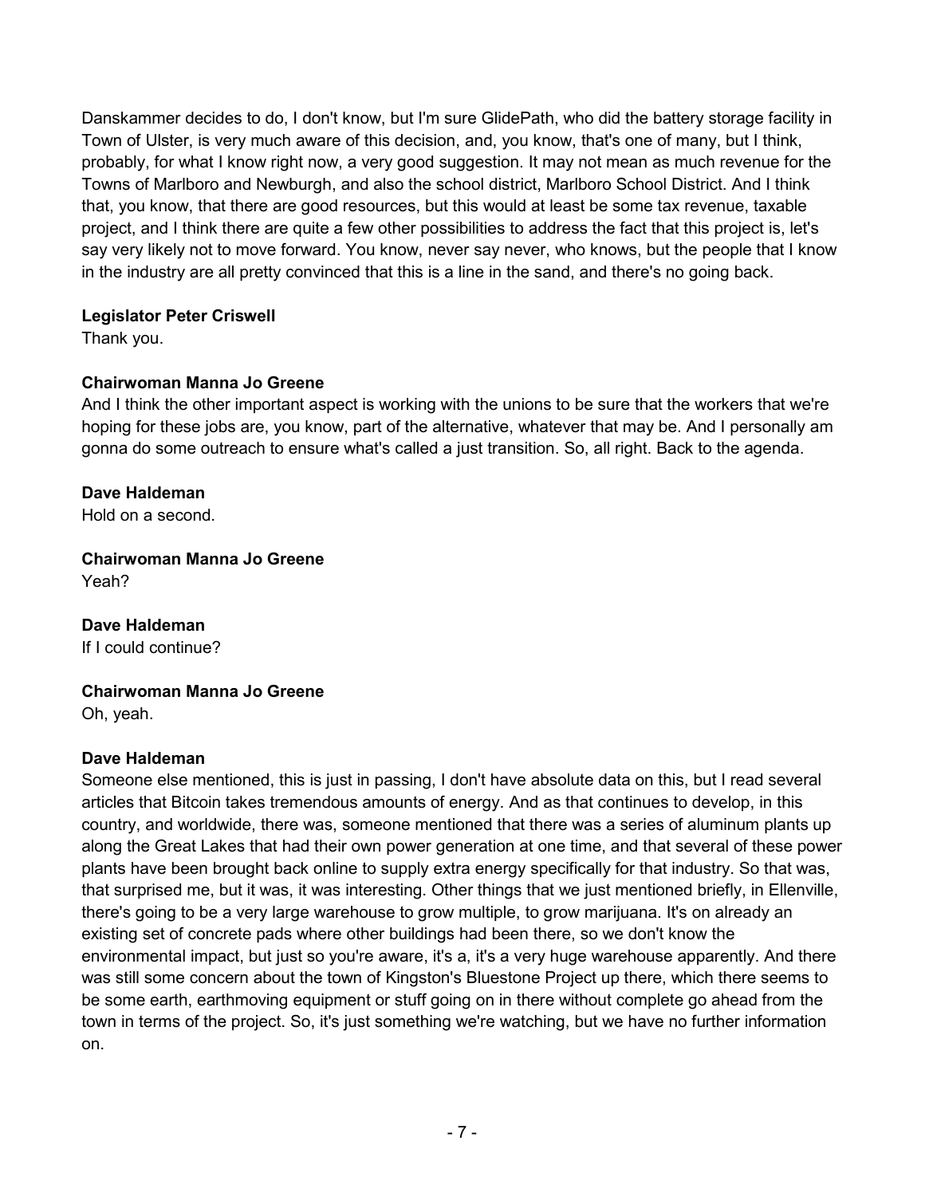Danskammer decides to do, I don't know, but I'm sure GlidePath, who did the battery storage facility in Town of Ulster, is very much aware of this decision, and, you know, that's one of many, but I think, probably, for what I know right now, a very good suggestion. It may not mean as much revenue for the Towns of Marlboro and Newburgh, and also the school district, Marlboro School District. And I think that, you know, that there are good resources, but this would at least be some tax revenue, taxable project, and I think there are quite a few other possibilities to address the fact that this project is, let's say very likely not to move forward. You know, never say never, who knows, but the people that I know in the industry are all pretty convinced that this is a line in the sand, and there's no going back.

**Legislator Peter Criswell**
Thank you.

**Chairwoman Manna Jo Greene**
And I think the other important aspect is working with the unions to be sure that the workers that we're hoping for these jobs are, you know, part of the alternative, whatever that may be. And I personally am gonna do some outreach to ensure what's called a just transition. So, all right. Back to the agenda.

**Dave Haldeman**
Hold on a second.

**Chairwoman Manna Jo Greene**
Yeah?

**Dave Haldeman**
If I could continue?

**Chairwoman Manna Jo Greene**
Oh, yeah.

**Dave Haldeman**
Someone else mentioned, this is just in passing, I don't have absolute data on this, but I read several articles that Bitcoin takes tremendous amounts of energy. And as that continues to develop, in this country, and worldwide, there was, someone mentioned that there was a series of aluminum plants up along the Great Lakes that had their own power generation at one time, and that several of these power plants have been brought back online to supply extra energy specifically for that industry. So that was, that surprised me, but it was, it was interesting. Other things that we just mentioned briefly, in Ellenville, there's going to be a very large warehouse to grow multiple, to grow marijuana. It's on already an existing set of concrete pads where other buildings had been there, so we don't know the environmental impact, but just so you're aware, it's a, it's a very huge warehouse apparently. And there was still some concern about the town of Kingston's Bluestone Project up there, which there seems to be some earth, earthmoving equipment or stuff going on in there without complete go ahead from the town in terms of the project. So, it's just something we're watching, but we have no further information on.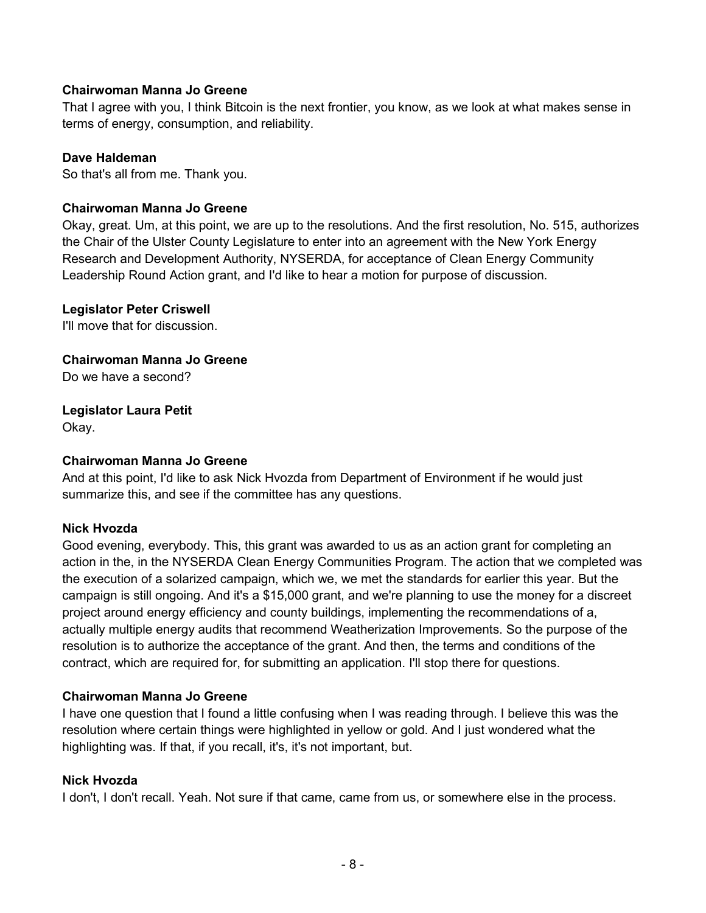**Chairwoman Manna Jo Greene**
That I agree with you, I think Bitcoin is the next frontier, you know, as we look at what makes sense in terms of energy, consumption, and reliability.

**Dave Haldeman**
So that's all from me. Thank you.

**Chairwoman Manna Jo Greene**
Okay, great. Um, at this point, we are up to the resolutions. And the first resolution, No. 515, authorizes the Chair of the Ulster County Legislature to enter into an agreement with the New York Energy Research and Development Authority, NYSERDA, for acceptance of Clean Energy Community Leadership Round Action grant, and I'd like to hear a motion for purpose of discussion.

**Legislator Peter Criswell**
I'll move that for discussion.

**Chairwoman Manna Jo Greene**
Do we have a second?

**Legislator Laura Petit**
Okay.

**Chairwoman Manna Jo Greene**
And at this point, I'd like to ask Nick Hvozda from Department of Environment if he would just summarize this, and see if the committee has any questions.

**Nick Hvozda**
Good evening, everybody. This, this grant was awarded to us as an action grant for completing an action in the, in the NYSERDA Clean Energy Communities Program. The action that we completed was the execution of a solarized campaign, which we, we met the standards for earlier this year. But the campaign is still ongoing. And it's a $15,000 grant, and we're planning to use the money for a discreet project around energy efficiency and county buildings, implementing the recommendations of a, actually multiple energy audits that recommend Weatherization Improvements. So the purpose of the resolution is to authorize the acceptance of the grant. And then, the terms and conditions of the contract, which are required for, for submitting an application. I'll stop there for questions.

**Chairwoman Manna Jo Greene**
I have one question that I found a little confusing when I was reading through. I believe this was the resolution where certain things were highlighted in yellow or gold. And I just wondered what the highlighting was. If that, if you recall, it's, it's not important, but.

**Nick Hvozda**
I don't, I don't recall. Yeah. Not sure if that came, came from us, or somewhere else in the process.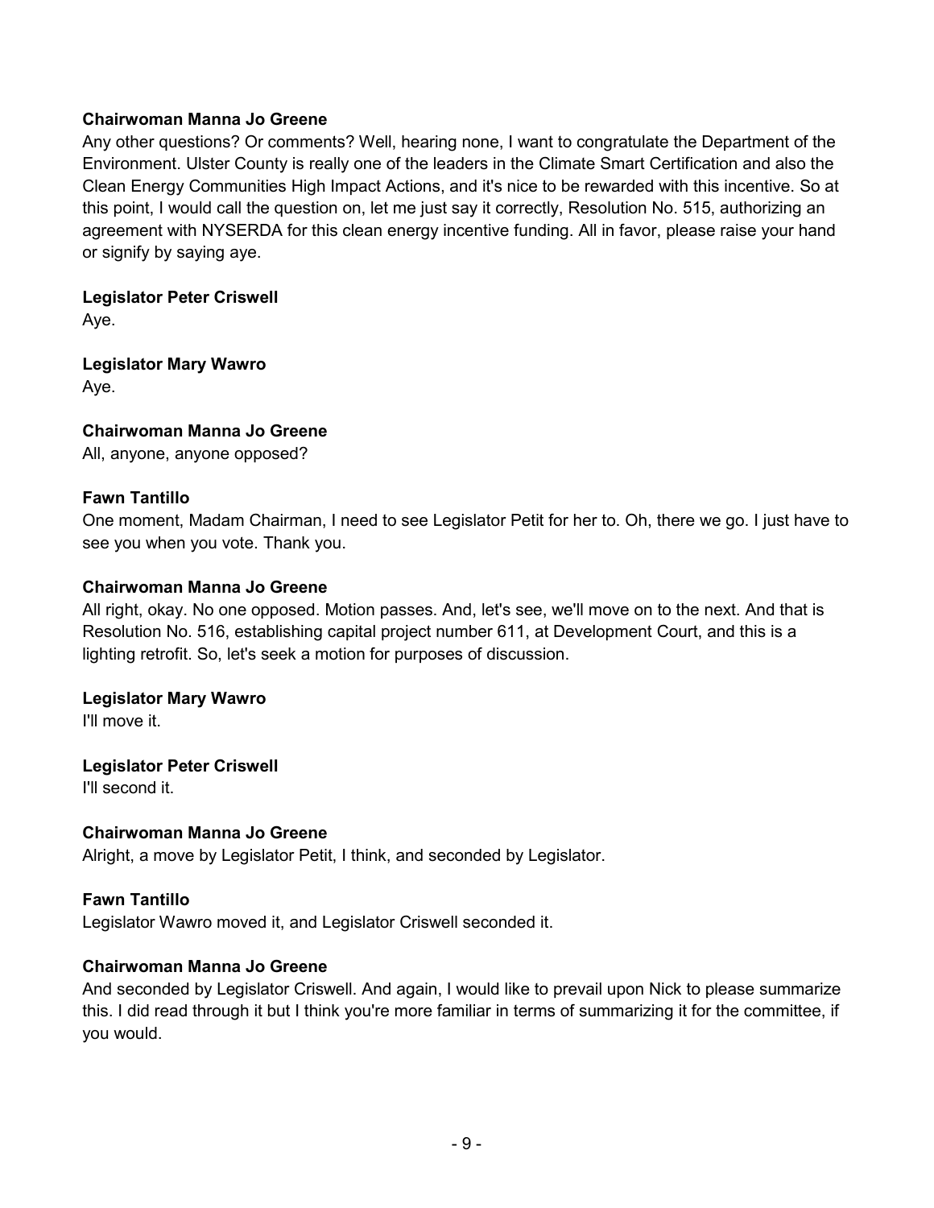**Chairwoman Manna Jo Greene**
Any other questions? Or comments? Well, hearing none, I want to congratulate the Department of the Environment. Ulster County is really one of the leaders in the Climate Smart Certification and also the Clean Energy Communities High Impact Actions, and it's nice to be rewarded with this incentive. So at this point, I would call the question on, let me just say it correctly, Resolution No. 515, authorizing an agreement with NYSERDA for this clean energy incentive funding. All in favor, please raise your hand or signify by saying aye.

**Legislator Peter Criswell**
Aye.

**Legislator Mary Wawro**
Aye.

**Chairwoman Manna Jo Greene**
All, anyone, anyone opposed?

**Fawn Tantillo**
One moment, Madam Chairman, I need to see Legislator Petit for her to. Oh, there we go. I just have to see you when you vote. Thank you.

**Chairwoman Manna Jo Greene**
All right, okay. No one opposed. Motion passes. And, let's see, we'll move on to the next. And that is Resolution No. 516, establishing capital project number 611, at Development Court, and this is a lighting retrofit. So, let's seek a motion for purposes of discussion.

**Legislator Mary Wawro**
I'll move it.

**Legislator Peter Criswell**
I'll second it.

**Chairwoman Manna Jo Greene**
Alright, a move by Legislator Petit, I think, and seconded by Legislator.

**Fawn Tantillo**
Legislator Wawro moved it, and Legislator Criswell seconded it.

**Chairwoman Manna Jo Greene**
And seconded by Legislator Criswell. And again, I would like to prevail upon Nick to please summarize this. I did read through it but I think you're more familiar in terms of summarizing it for the committee, if you would.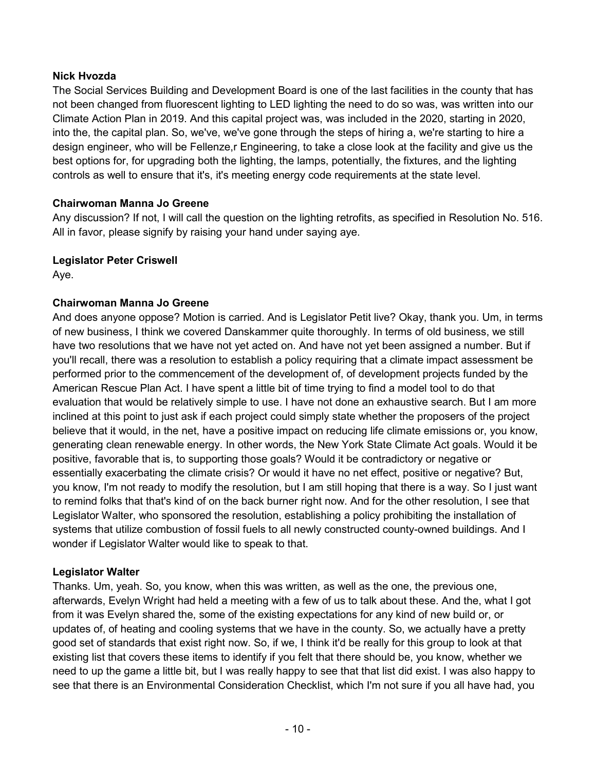**Nick Hvozda**

The Social Services Building and Development Board is one of the last facilities in the county that has not been changed from fluorescent lighting to LED lighting the need to do so was, was written into our Climate Action Plan in 2019. And this capital project was, was included in the 2020, starting in 2020, into the, the capital plan. So, we've, we've gone through the steps of hiring a, we're starting to hire a design engineer, who will be Fellenze,r Engineering, to take a close look at the facility and give us the best options for, for upgrading both the lighting, the lamps, potentially, the fixtures, and the lighting controls as well to ensure that it's, it's meeting energy code requirements at the state level.

**Chairwoman Manna Jo Greene**

Any discussion? If not, I will call the question on the lighting retrofits, as specified in Resolution No. 516. All in favor, please signify by raising your hand under saying aye.

**Legislator Peter Criswell**

Aye.

**Chairwoman Manna Jo Greene**

And does anyone oppose? Motion is carried. And is Legislator Petit live? Okay, thank you. Um, in terms of new business, I think we covered Danskammer quite thoroughly. In terms of old business, we still have two resolutions that we have not yet acted on. And have not yet been assigned a number. But if you'll recall, there was a resolution to establish a policy requiring that a climate impact assessment be performed prior to the commencement of the development of, of development projects funded by the American Rescue Plan Act. I have spent a little bit of time trying to find a model tool to do that evaluation that would be relatively simple to use. I have not done an exhaustive search. But I am more inclined at this point to just ask if each project could simply state whether the proposers of the project believe that it would, in the net, have a positive impact on reducing life climate emissions or, you know, generating clean renewable energy. In other words, the New York State Climate Act goals. Would it be positive, favorable that is, to supporting those goals? Would it be contradictory or negative or essentially exacerbating the climate crisis? Or would it have no net effect, positive or negative? But, you know, I'm not ready to modify the resolution, but I am still hoping that there is a way. So I just want to remind folks that that's kind of on the back burner right now. And for the other resolution, I see that Legislator Walter, who sponsored the resolution, establishing a policy prohibiting the installation of systems that utilize combustion of fossil fuels to all newly constructed county-owned buildings. And I wonder if Legislator Walter would like to speak to that.

**Legislator Walter**

Thanks. Um, yeah. So, you know, when this was written, as well as the one, the previous one, afterwards, Evelyn Wright had held a meeting with a few of us to talk about these. And the, what I got from it was Evelyn shared the, some of the existing expectations for any kind of new build or, or updates of, of heating and cooling systems that we have in the county. So, we actually have a pretty good set of standards that exist right now. So, if we, I think it'd be really for this group to look at that existing list that covers these items to identify if you felt that there should be, you know, whether we need to up the game a little bit, but I was really happy to see that that list did exist. I was also happy to see that there is an Environmental Consideration Checklist, which I'm not sure if you all have had, you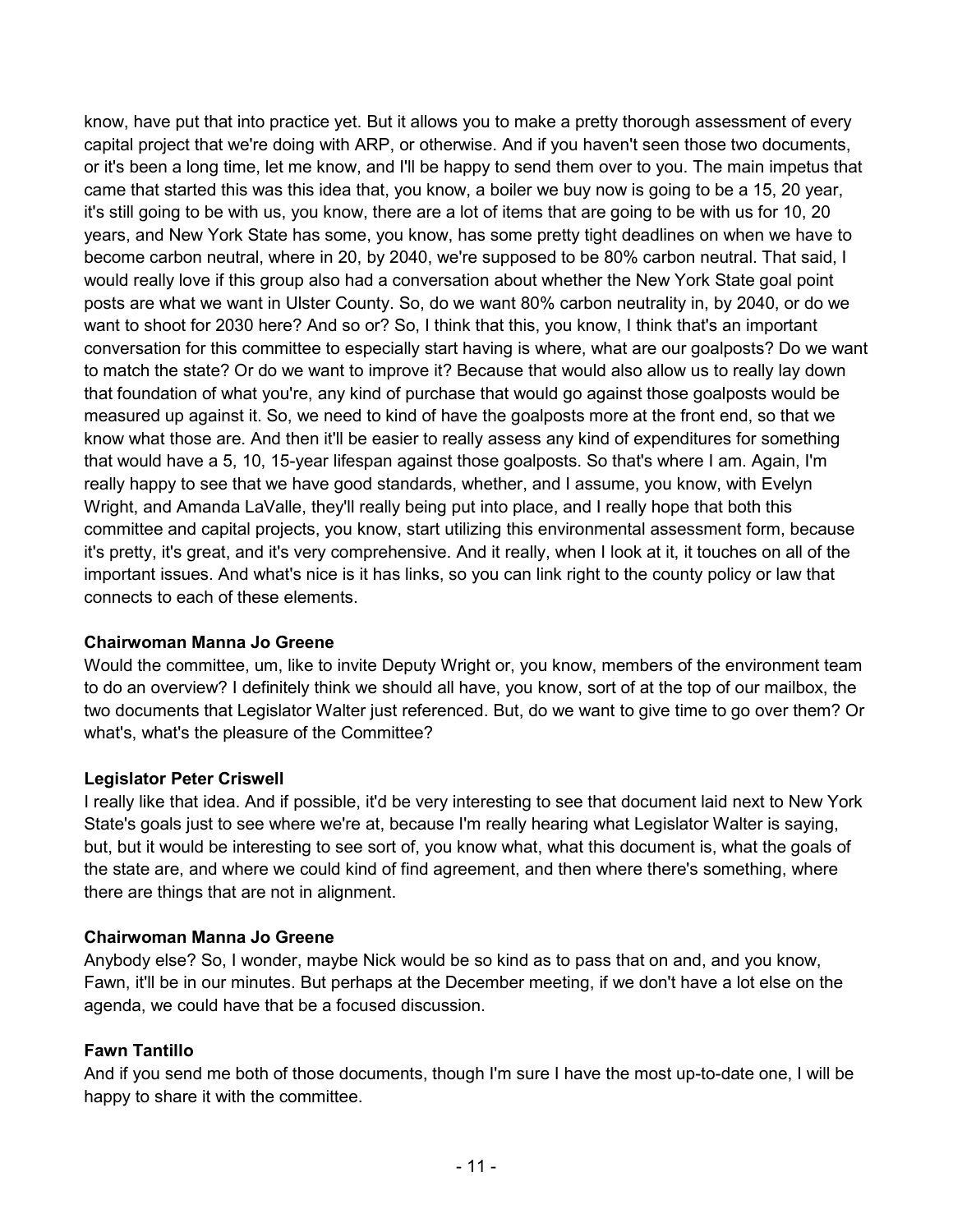know, have put that into practice yet. But it allows you to make a pretty thorough assessment of every capital project that we're doing with ARP, or otherwise. And if you haven't seen those two documents, or it's been a long time, let me know, and I'll be happy to send them over to you. The main impetus that came that started this was this idea that, you know, a boiler we buy now is going to be a 15, 20 year, it's still going to be with us, you know, there are a lot of items that are going to be with us for 10, 20 years, and New York State has some, you know, has some pretty tight deadlines on when we have to become carbon neutral, where in 20, by 2040, we're supposed to be 80% carbon neutral. That said, I would really love if this group also had a conversation about whether the New York State goal point posts are what we want in Ulster County. So, do we want 80% carbon neutrality in, by 2040, or do we want to shoot for 2030 here? And so or? So, I think that this, you know, I think that's an important conversation for this committee to especially start having is where, what are our goalposts? Do we want to match the state? Or do we want to improve it? Because that would also allow us to really lay down that foundation of what you're, any kind of purchase that would go against those goalposts would be measured up against it. So, we need to kind of have the goalposts more at the front end, so that we know what those are. And then it'll be easier to really assess any kind of expenditures for something that would have a 5, 10, 15-year lifespan against those goalposts. So that's where I am. Again, I'm really happy to see that we have good standards, whether, and I assume, you know, with Evelyn Wright, and Amanda LaValle, they'll really being put into place, and I really hope that both this committee and capital projects, you know, start utilizing this environmental assessment form, because it's pretty, it's great, and it's very comprehensive. And it really, when I look at it, it touches on all of the important issues. And what's nice is it has links, so you can link right to the county policy or law that connects to each of these elements.

**Chairwoman Manna Jo Greene**
Would the committee, um, like to invite Deputy Wright or, you know, members of the environment team to do an overview? I definitely think we should all have, you know, sort of at the top of our mailbox, the two documents that Legislator Walter just referenced. But, do we want to give time to go over them? Or what's, what's the pleasure of the Committee?

**Legislator Peter Criswell**
I really like that idea. And if possible, it'd be very interesting to see that document laid next to New York State's goals just to see where we're at, because I'm really hearing what Legislator Walter is saying, but, but it would be interesting to see sort of, you know what, what this document is, what the goals of the state are, and where we could kind of find agreement, and then where there's something, where there are things that are not in alignment.

**Chairwoman Manna Jo Greene**
Anybody else? So, I wonder, maybe Nick would be so kind as to pass that on and, and you know, Fawn, it'll be in our minutes. But perhaps at the December meeting, if we don't have a lot else on the agenda, we could have that be a focused discussion.

**Fawn Tantillo**
And if you send me both of those documents, though I'm sure I have the most up-to-date one, I will be happy to share it with the committee.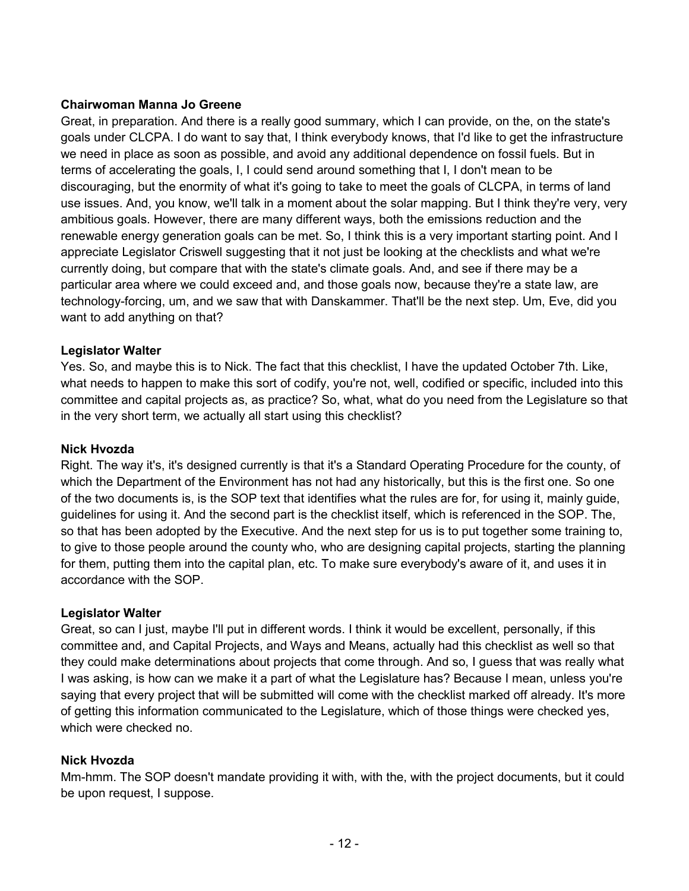**Chairwoman Manna Jo Greene**

Great, in preparation. And there is a really good summary, which I can provide, on the, on the state's goals under CLCPA. I do want to say that, I think everybody knows, that I'd like to get the infrastructure we need in place as soon as possible, and avoid any additional dependence on fossil fuels. But in terms of accelerating the goals, I, I could send around something that I, I don't mean to be discouraging, but the enormity of what it's going to take to meet the goals of CLCPA, in terms of land use issues. And, you know, we'll talk in a moment about the solar mapping. But I think they're very, very ambitious goals. However, there are many different ways, both the emissions reduction and the renewable energy generation goals can be met. So, I think this is a very important starting point. And I appreciate Legislator Criswell suggesting that it not just be looking at the checklists and what we're currently doing, but compare that with the state's climate goals. And, and see if there may be a particular area where we could exceed and, and those goals now, because they're a state law, are technology-forcing, um, and we saw that with Danskammer. That'll be the next step. Um, Eve, did you want to add anything on that?

**Legislator Walter**

Yes. So, and maybe this is to Nick. The fact that this checklist, I have the updated October 7th. Like, what needs to happen to make this sort of codify, you're not, well, codified or specific, included into this committee and capital projects as, as practice? So, what, what do you need from the Legislature so that in the very short term, we actually all start using this checklist?

**Nick Hvozda**

Right. The way it's, it's designed currently is that it's a Standard Operating Procedure for the county, of which the Department of the Environment has not had any historically, but this is the first one. So one of the two documents is, is the SOP text that identifies what the rules are for, for using it, mainly guide, guidelines for using it. And the second part is the checklist itself, which is referenced in the SOP. The, so that has been adopted by the Executive. And the next step for us is to put together some training to, to give to those people around the county who, who are designing capital projects, starting the planning for them, putting them into the capital plan, etc. To make sure everybody's aware of it, and uses it in accordance with the SOP.

**Legislator Walter**

Great, so can I just, maybe I'll put in different words. I think it would be excellent, personally, if this committee and, and Capital Projects, and Ways and Means, actually had this checklist as well so that they could make determinations about projects that come through. And so, I guess that was really what I was asking, is how can we make it a part of what the Legislature has? Because I mean, unless you're saying that every project that will be submitted will come with the checklist marked off already. It's more of getting this information communicated to the Legislature, which of those things were checked yes, which were checked no.

**Nick Hvozda**

Mm-hmm. The SOP doesn't mandate providing it with, with the, with the project documents, but it could be upon request, I suppose.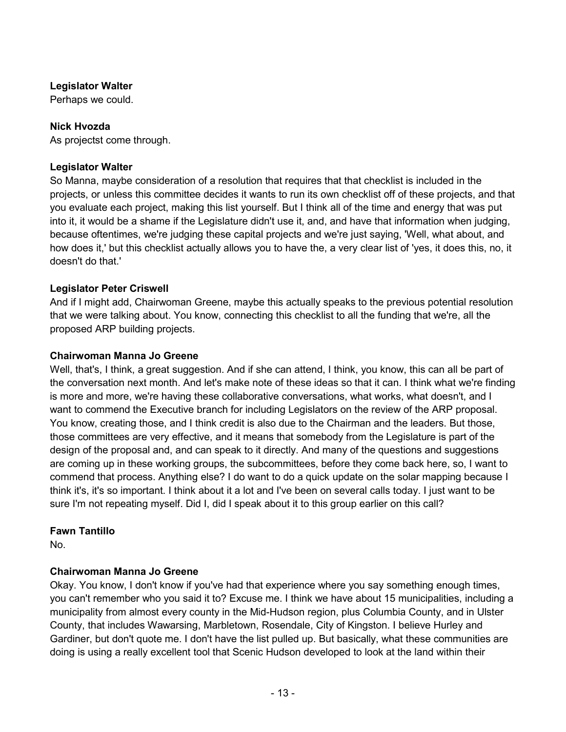**Legislator Walter**
Perhaps we could.

**Nick Hvozda**
As projectst come through.

**Legislator Walter**
So Manna, maybe consideration of a resolution that requires that that checklist is included in the projects, or unless this committee decides it wants to run its own checklist off of these projects, and that you evaluate each project, making this list yourself. But I think all of the time and energy that was put into it, it would be a shame if the Legislature didn't use it, and, and have that information when judging, because oftentimes, we're judging these capital projects and we're just saying, 'Well, what about, and how does it,' but this checklist actually allows you to have the, a very clear list of 'yes, it does this, no, it doesn't do that.'

**Legislator Peter Criswell**
And if I might add, Chairwoman Greene, maybe this actually speaks to the previous potential resolution that we were talking about. You know, connecting this checklist to all the funding that we're, all the proposed ARP building projects.

**Chairwoman Manna Jo Greene**
Well, that's, I think, a great suggestion. And if she can attend, I think, you know, this can all be part of the conversation next month. And let's make note of these ideas so that it can. I think what we're finding is more and more, we're having these collaborative conversations, what works, what doesn't, and I want to commend the Executive branch for including Legislators on the review of the ARP proposal. You know, creating those, and I think credit is also due to the Chairman and the leaders. But those, those committees are very effective, and it means that somebody from the Legislature is part of the design of the proposal and, and can speak to it directly. And many of the questions and suggestions are coming up in these working groups, the subcommittees, before they come back here, so, I want to commend that process. Anything else? I do want to do a quick update on the solar mapping because I think it's, it's so important. I think about it a lot and I've been on several calls today. I just want to be sure I'm not repeating myself. Did I, did I speak about it to this group earlier on this call?

**Fawn Tantillo**
No.

**Chairwoman Manna Jo Greene**
Okay. You know, I don't know if you've had that experience where you say something enough times, you can't remember who you said it to? Excuse me. I think we have about 15 municipalities, including a municipality from almost every county in the Mid-Hudson region, plus Columbia County, and in Ulster County, that includes Wawarsing, Marbletown, Rosendale, City of Kingston. I believe Hurley and Gardiner, but don't quote me. I don't have the list pulled up. But basically, what these communities are doing is using a really excellent tool that Scenic Hudson developed to look at the land within their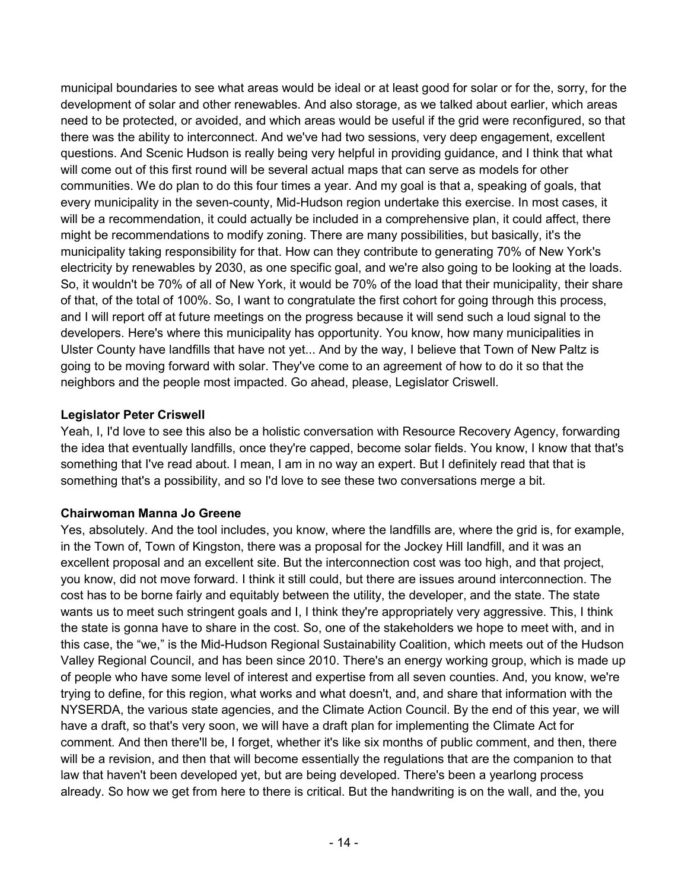municipal boundaries to see what areas would be ideal or at least good for solar or for the, sorry, for the development of solar and other renewables. And also storage, as we talked about earlier, which areas need to be protected, or avoided, and which areas would be useful if the grid were reconfigured, so that there was the ability to interconnect. And we've had two sessions, very deep engagement, excellent questions. And Scenic Hudson is really being very helpful in providing guidance, and I think that what will come out of this first round will be several actual maps that can serve as models for other communities. We do plan to do this four times a year. And my goal is that a, speaking of goals, that every municipality in the seven-county, Mid-Hudson region undertake this exercise. In most cases, it will be a recommendation, it could actually be included in a comprehensive plan, it could affect, there might be recommendations to modify zoning. There are many possibilities, but basically, it's the municipality taking responsibility for that. How can they contribute to generating 70% of New York's electricity by renewables by 2030, as one specific goal, and we're also going to be looking at the loads. So, it wouldn't be 70% of all of New York, it would be 70% of the load that their municipality, their share of that, of the total of 100%. So, I want to congratulate the first cohort for going through this process, and I will report off at future meetings on the progress because it will send such a loud signal to the developers. Here's where this municipality has opportunity. You know, how many municipalities in Ulster County have landfills that have not yet... And by the way, I believe that Town of New Paltz is going to be moving forward with solar. They've come to an agreement of how to do it so that the neighbors and the people most impacted. Go ahead, please, Legislator Criswell.

**Legislator Peter Criswell**

Yeah, I, I'd love to see this also be a holistic conversation with Resource Recovery Agency, forwarding the idea that eventually landfills, once they're capped, become solar fields. You know, I know that that's something that I've read about. I mean, I am in no way an expert. But I definitely read that that is something that's a possibility, and so I'd love to see these two conversations merge a bit.

**Chairwoman Manna Jo Greene**

Yes, absolutely. And the tool includes, you know, where the landfills are, where the grid is, for example, in the Town of, Town of Kingston, there was a proposal for the Jockey Hill landfill, and it was an excellent proposal and an excellent site. But the interconnection cost was too high, and that project, you know, did not move forward. I think it still could, but there are issues around interconnection. The cost has to be borne fairly and equitably between the utility, the developer, and the state. The state wants us to meet such stringent goals and I, I think they're appropriately very aggressive. This, I think the state is gonna have to share in the cost. So, one of the stakeholders we hope to meet with, and in this case, the "we," is the Mid-Hudson Regional Sustainability Coalition, which meets out of the Hudson Valley Regional Council, and has been since 2010. There's an energy working group, which is made up of people who have some level of interest and expertise from all seven counties. And, you know, we're trying to define, for this region, what works and what doesn't, and, and share that information with the NYSERDA, the various state agencies, and the Climate Action Council. By the end of this year, we will have a draft, so that's very soon, we will have a draft plan for implementing the Climate Act for comment. And then there'll be, I forget, whether it's like six months of public comment, and then, there will be a revision, and then that will become essentially the regulations that are the companion to that law that haven't been developed yet, but are being developed. There's been a yearlong process already. So how we get from here to there is critical. But the handwriting is on the wall, and the, you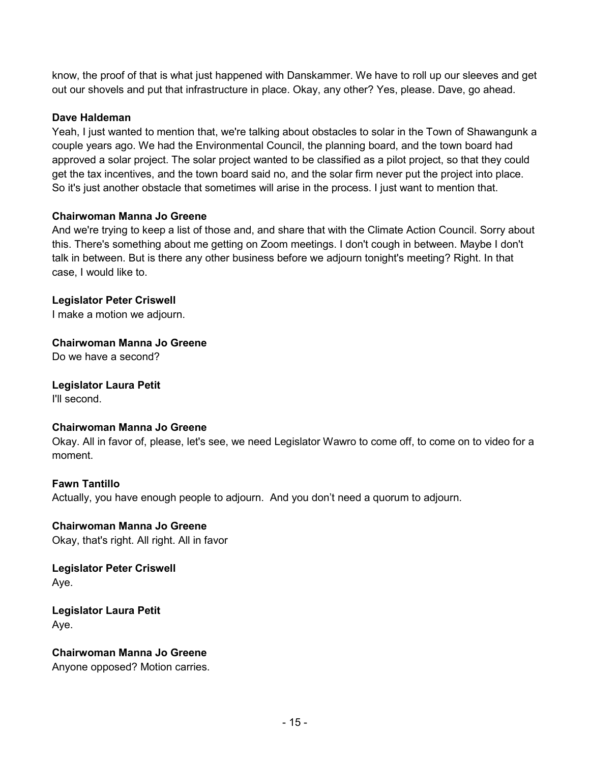know, the proof of that is what just happened with Danskammer. We have to roll up our sleeves and get out our shovels and put that infrastructure in place. Okay, any other? Yes, please. Dave, go ahead.

**Dave Haldeman**
Yeah, I just wanted to mention that, we're talking about obstacles to solar in the Town of Shawangunk a couple years ago. We had the Environmental Council, the planning board, and the town board had approved a solar project. The solar project wanted to be classified as a pilot project, so that they could get the tax incentives, and the town board said no, and the solar firm never put the project into place. So it's just another obstacle that sometimes will arise in the process. I just want to mention that.

**Chairwoman Manna Jo Greene**
And we're trying to keep a list of those and, and share that with the Climate Action Council. Sorry about this. There's something about me getting on Zoom meetings. I don't cough in between. Maybe I don't talk in between. But is there any other business before we adjourn tonight's meeting? Right. In that case, I would like to.

**Legislator Peter Criswell**
I make a motion we adjourn.

**Chairwoman Manna Jo Greene**
Do we have a second?

**Legislator Laura Petit**
I'll second.

**Chairwoman Manna Jo Greene**
Okay. All in favor of, please, let's see, we need Legislator Wawro to come off, to come on to video for a moment.

**Fawn Tantillo**
Actually, you have enough people to adjourn. And you don't need a quorum to adjourn.

**Chairwoman Manna Jo Greene**
Okay, that's right. All right. All in favor

**Legislator Peter Criswell**
Aye.

**Legislator Laura Petit**
Aye.

**Chairwoman Manna Jo Greene**
Anyone opposed? Motion carries.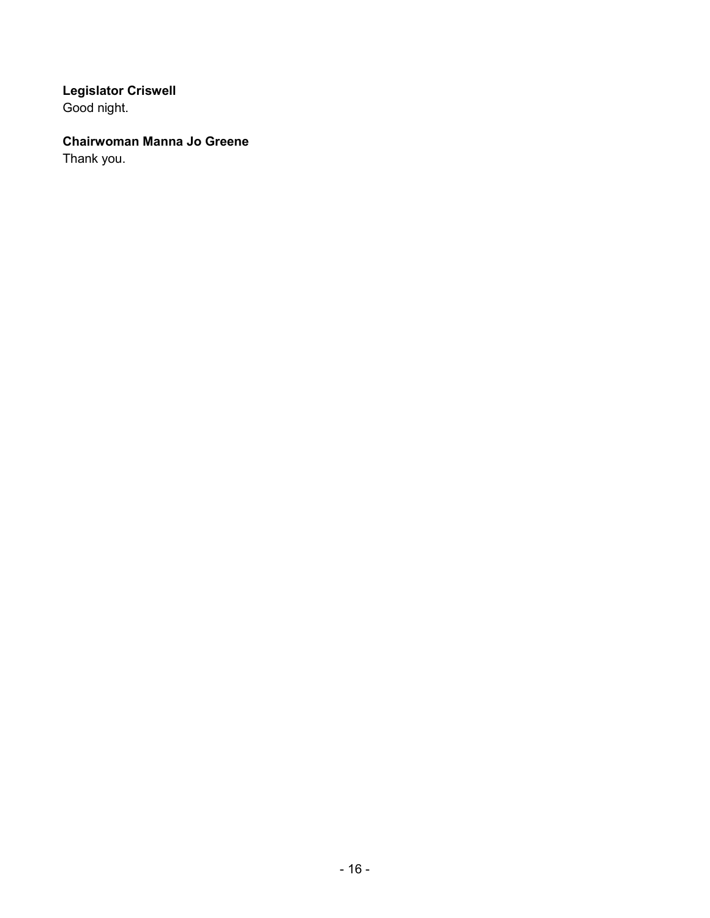**Legislator Criswell**
Good night.

**Chairwoman Manna Jo Greene**
Thank you.